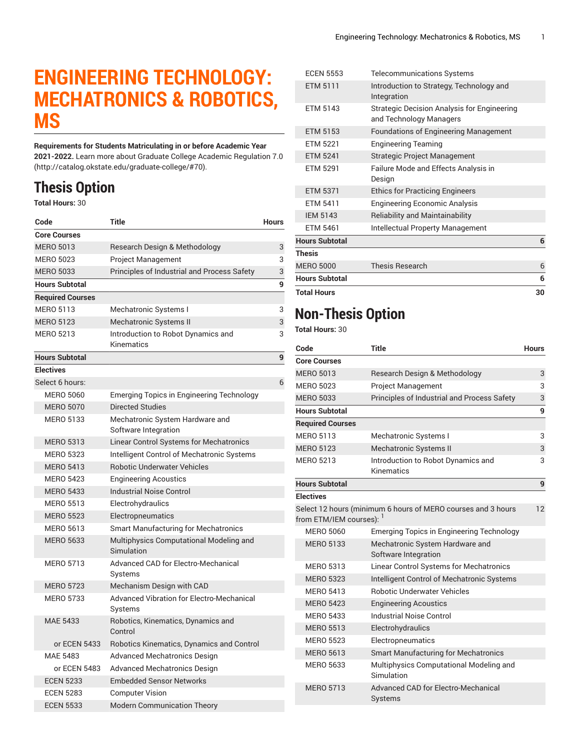# ENGINEERING TECHNOLOGY: MECHATRONICS & ROBOTICS, MS

**Requirements for Students Matriculating in or before Academic Year 2021-2022.** Learn more about Graduate College Academic Regulation 7.0 (http://catalog.okstate.edu/graduate-college/#70).

## Thesis Option

**Total Hours:** 30

| Code | Title | Hours |
|---|---|---|
| **Core Courses** | | |
| MERO 5013 | Research Design & Methodology | 3 |
| MERO 5023 | Project Management | 3 |
| MERO 5033 | Principles of Industrial and Process Safety | 3 |
| **Hours Subtotal** | | **9** |
| **Required Courses** | | |
| MERO 5113 | Mechatronic Systems I | 3 |
| MERO 5123 | Mechatronic Systems II | 3 |
| MERO 5213 | Introduction to Robot Dynamics and Kinematics | 3 |
| **Hours Subtotal** | | **9** |
| **Electives** | | |
| Select 6 hours: | | 6 |
| MERO 5060 | Emerging Topics in Engineering Technology | |
| MERO 5070 | Directed Studies | |
| MERO 5133 | Mechatronic System Hardware and Software Integration | |
| MERO 5313 | Linear Control Systems for Mechatronics | |
| MERO 5323 | Intelligent Control of Mechatronic Systems | |
| MERO 5413 | Robotic Underwater Vehicles | |
| MERO 5423 | Engineering Acoustics | |
| MERO 5433 | Industrial Noise Control | |
| MERO 5513 | Electrohydraulics | |
| MERO 5523 | Electropneumatics | |
| MERO 5613 | Smart Manufacturing for Mechatronics | |
| MERO 5633 | Multiphysics Computational Modeling and Simulation | |
| MERO 5713 | Advanced CAD for Electro-Mechanical Systems | |
| MERO 5723 | Mechanism Design with CAD | |
| MERO 5733 | Advanced Vibration for Electro-Mechanical Systems | |
| MAE 5433 | Robotics, Kinematics, Dynamics and Control | |
| or ECEN 5433 | Robotics Kinematics, Dynamics and Control | |
| MAE 5483 | Advanced Mechatronics Design | |
| or ECEN 5483 | Advanced Mechatronics Design | |
| ECEN 5233 | Embedded Sensor Networks | |
| ECEN 5283 | Computer Vision | |
| ECEN 5533 | Modern Communication Theory | |
| ECEN 5553 | Telecommunications Systems | |
| ETM 5111 | Introduction to Strategy, Technology and Integration | |
| ETM 5143 | Strategic Decision Analysis for Engineering and Technology Managers | |
| ETM 5153 | Foundations of Engineering Management | |
| ETM 5221 | Engineering Teaming | |
| ETM 5241 | Strategic Project Management | |
| ETM 5291 | Failure Mode and Effects Analysis in Design | |
| ETM 5371 | Ethics for Practicing Engineers | |
| ETM 5411 | Engineering Economic Analysis | |
| IEM 5143 | Reliability and Maintainability | |
| ETM 5461 | Intellectual Property Management | |
| **Hours Subtotal** | | **6** |
| **Thesis** | | |
| MERO 5000 | Thesis Research | 6 |
| **Hours Subtotal** | | **6** |
| **Total Hours** | | **30** |

## Non-Thesis Option

**Total Hours:** 30

| Code | Title | Hours |
|---|---|---|
| **Core Courses** | | |
| MERO 5013 | Research Design & Methodology | 3 |
| MERO 5023 | Project Management | 3 |
| MERO 5033 | Principles of Industrial and Process Safety | 3 |
| **Hours Subtotal** | | **9** |
| **Required Courses** | | |
| MERO 5113 | Mechatronic Systems I | 3 |
| MERO 5123 | Mechatronic Systems II | 3 |
| MERO 5213 | Introduction to Robot Dynamics and Kinematics | 3 |
| **Hours Subtotal** | | **9** |
| **Electives** | | |
| Select 12 hours (minimum 6 hours of MERO courses and 3 hours from ETM/IEM courses): [1] | | 12 |
| MERO 5060 | Emerging Topics in Engineering Technology | |
| MERO 5133 | Mechatronic System Hardware and Software Integration | |
| MERO 5313 | Linear Control Systems for Mechatronics | |
| MERO 5323 | Intelligent Control of Mechatronic Systems | |
| MERO 5413 | Robotic Underwater Vehicles | |
| MERO 5423 | Engineering Acoustics | |
| MERO 5433 | Industrial Noise Control | |
| MERO 5513 | Electrohydraulics | |
| MERO 5523 | Electropneumatics | |
| MERO 5613 | Smart Manufacturing for Mechatronics | |
| MERO 5633 | Multiphysics Computational Modeling and Simulation | |
| MERO 5713 | Advanced CAD for Electro-Mechanical Systems | |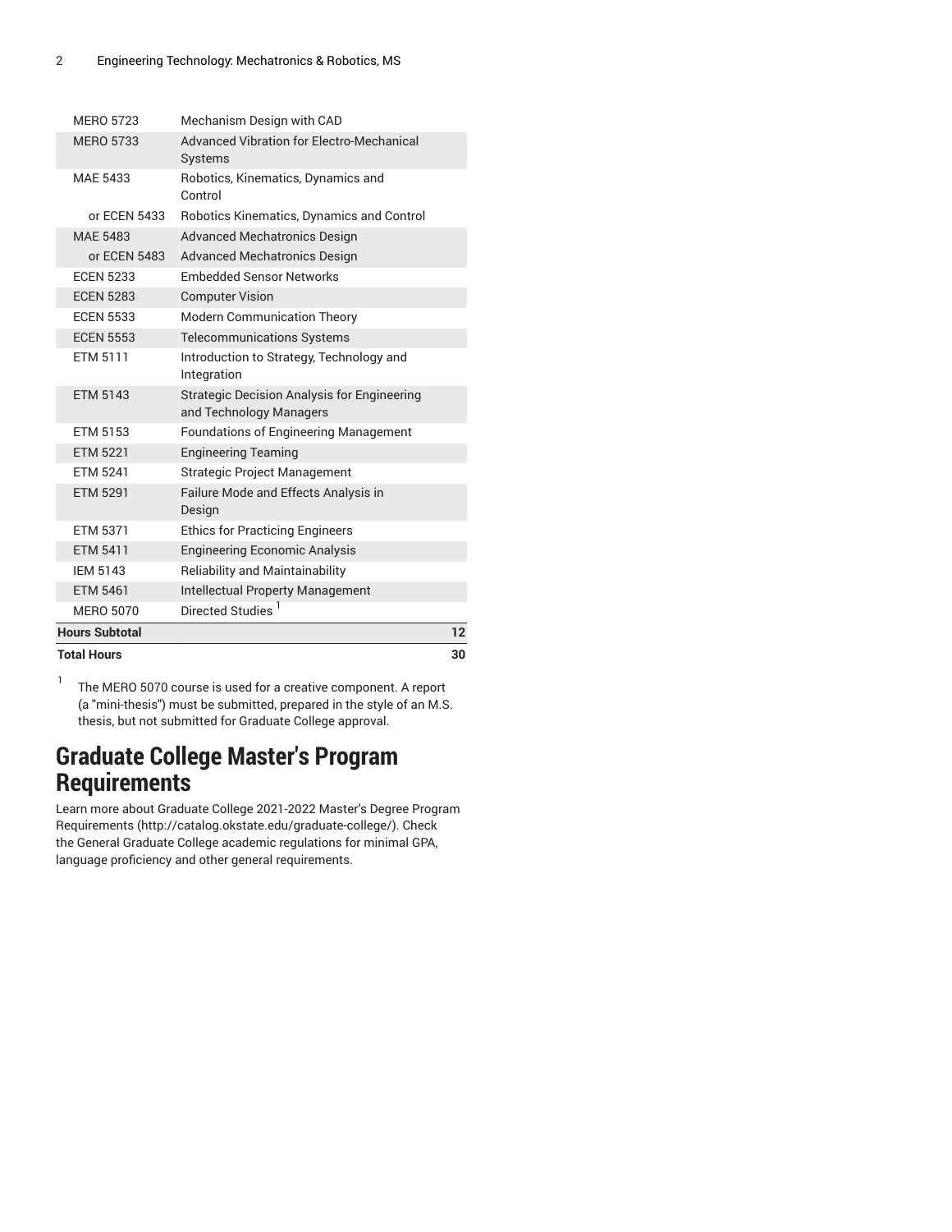| | | |
|---|---|---|
| MERO 5723 | Mechanism Design with CAD | |
| MERO 5733 | Advanced Vibration for Electro-Mechanical Systems | |
| MAE 5433 | Robotics, Kinematics, Dynamics and Control | |
| or ECEN 5433 | Robotics Kinematics, Dynamics and Control | |
| MAE 5483 | Advanced Mechatronics Design | |
| or ECEN 5483 | Advanced Mechatronics Design | |
| ECEN 5233 | Embedded Sensor Networks | |
| ECEN 5283 | Computer Vision | |
| ECEN 5533 | Modern Communication Theory | |
| ECEN 5553 | Telecommunications Systems | |
| ETM 5111 | Introduction to Strategy, Technology and Integration | |
| ETM 5143 | Strategic Decision Analysis for Engineering and Technology Managers | |
| ETM 5153 | Foundations of Engineering Management | |
| ETM 5221 | Engineering Teaming | |
| ETM 5241 | Strategic Project Management | |
| ETM 5291 | Failure Mode and Effects Analysis in Design | |
| ETM 5371 | Ethics for Practicing Engineers | |
| ETM 5411 | Engineering Economic Analysis | |
| IEM 5143 | Reliability and Maintainability | |
| ETM 5461 | Intellectual Property Management | |
| MERO 5070 | Directed Studies [1] | |
| **Hours Subtotal** | | **12** |
| **Total Hours** | | **30** |

[1] The MERO 5070 course is used for a creative component. A report (a "mini-thesis") must be submitted, prepared in the style of an M.S. thesis, but not submitted for Graduate College approval.

## Graduate College Master's Program Requirements

Learn more about Graduate College 2021-2022 Master's Degree Program Requirements (http://catalog.okstate.edu/graduate-college/). Check the General Graduate College academic regulations for minimal GPA, language proficiency and other general requirements.